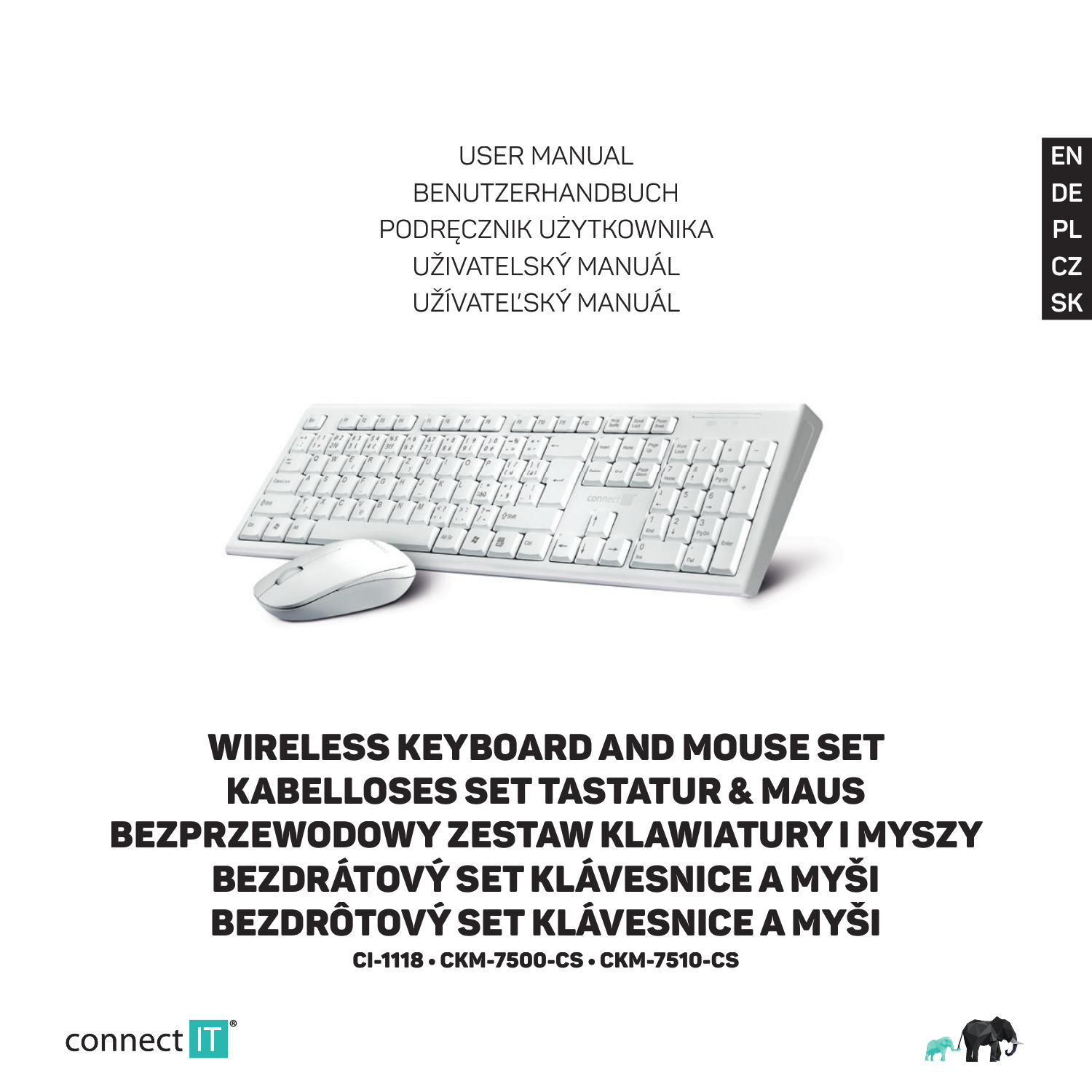USER MANUAL
BENUTZERHANDBUCH
PODRĘCZNIK UŻYTKOWNIKA
UŽIVATELSKÝ MANUÁL
UŽÍVATEĽSKÝ MANUÁL

EN
DE
PL
CZ
SK

# WIRELESS KEYBOARD AND MOUSE SET
# KABELLOSES SET TASTATUR & MAUS
# BEZPRZEWODOWY ZESTAW KLAWIATURY I MYSZY
# BEZDRÁTOVÝ SET KLÁVESNICE A MYŠI
# BEZDRÔTOVÝ SET KLÁVESNICE A MYŠI

**CI-1118 • CKM-7500-CS • CKM-7510-CS**

connect IT®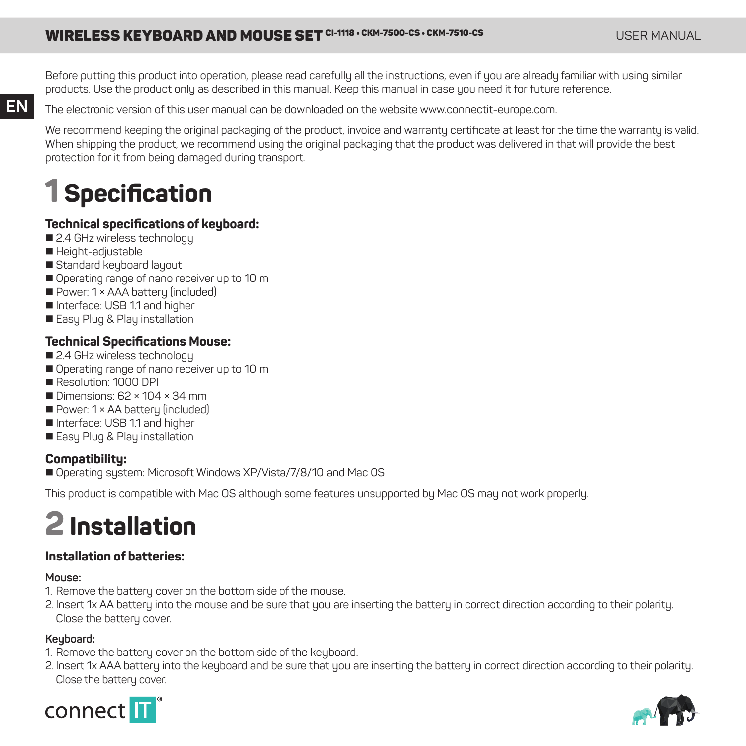Before putting this product into operation, please read carefully all the instructions, even if you are already familiar with using similar products. Use the product only as described in this manual. Keep this manual in case you need it for future reference.

The electronic version of this user manual can be downloaded on the website www.connectit-europe.com.

We recommend keeping the original packaging of the product, invoice and warranty certificate at least for the time the warranty is valid. When shipping the product, we recommend using the original packaging that the product was delivered in that will provide the best protection for it from being damaged during transport.

# 1 Specification

### Technical specifications of keyboard:

- 2.4 GHz wireless technology
- Height-adjustable
- Standard keyboard layout
- Operating range of nano receiver up to 10 m
- Power: 1 × AAA battery (included)
- Interface: USB 1.1 and higher
- Easy Plug & Play installation

### Technical Specifications Mouse:

- 2.4 GHz wireless technology
- Operating range of nano receiver up to 10 m
- Resolution: 1000 DPI
- Dimensions: 62 × 104 × 34 mm
- Power: 1 × AA battery (included)
- Interface: USB 1.1 and higher
- Easy Plug & Play installation

### Compatibility:

- Operating system: Microsoft Windows XP/Vista/7/8/10 and Mac OS

This product is compatible with Mac OS although some features unsupported by Mac OS may not work properly.

# 2 Installation

### Installation of batteries:

**Mouse:**

1. Remove the battery cover on the bottom side of the mouse.
2. Insert 1x AA battery into the mouse and be sure that you are inserting the battery in correct direction according to their polarity. Close the battery cover.

**Keyboard:**

1. Remove the battery cover on the bottom side of the keyboard.
2. Insert 1x AAA battery into the keyboard and be sure that you are inserting the battery in correct direction according to their polarity. Close the battery cover.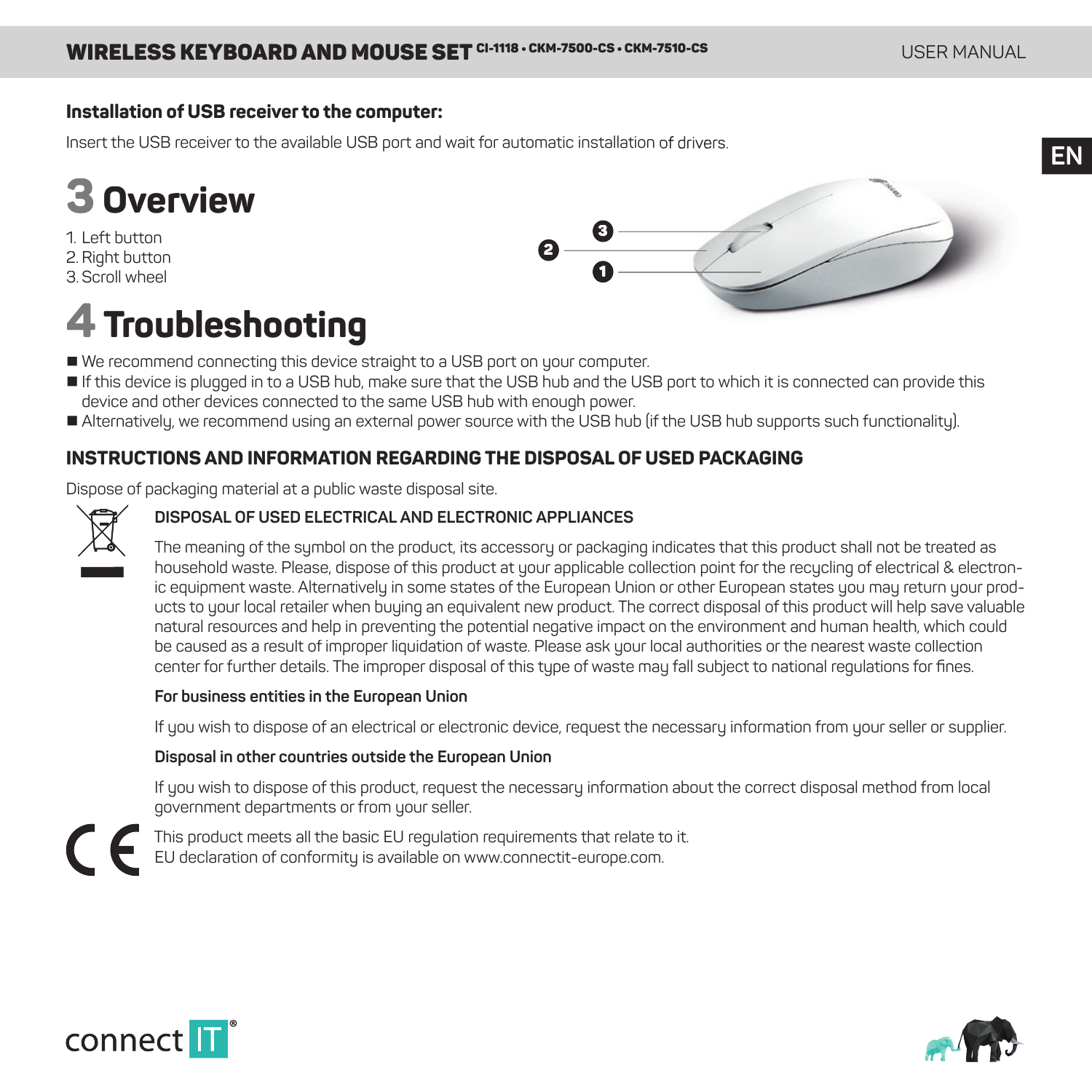**Installation of USB receiver to the computer:**

Insert the USB receiver to the available USB port and wait for automatic installation of drivers.

# 3 Overview

1. Left button
2. Right button
3. Scroll wheel

# 4 Troubleshooting

- We recommend connecting this device straight to a USB port on your computer.
- If this device is plugged in to a USB hub, make sure that the USB hub and the USB port to which it is connected can provide this device and other devices connected to the same USB hub with enough power.
- Alternatively, we recommend using an external power source with the USB hub (if the USB hub supports such functionality).

## INSTRUCTIONS AND INFORMATION REGARDING THE DISPOSAL OF USED PACKAGING

Dispose of packaging material at a public waste disposal site.

### DISPOSAL OF USED ELECTRICAL AND ELECTRONIC APPLIANCES

The meaning of the symbol on the product, its accessory or packaging indicates that this product shall not be treated as household waste. Please, dispose of this product at your applicable collection point for the recycling of electrical & electronic equipment waste. Alternatively in some states of the European Union or other European states you may return your products to your local retailer when buying an equivalent new product. The correct disposal of this product will help save valuable natural resources and help in preventing the potential negative impact on the environment and human health, which could be caused as a result of improper liquidation of waste. Please ask your local authorities or the nearest waste collection center for further details. The improper disposal of this type of waste may fall subject to national regulations for fines.

**For business entities in the European Union**

If you wish to dispose of an electrical or electronic device, request the necessary information from your seller or supplier.

**Disposal in other countries outside the European Union**

If you wish to dispose of this product, request the necessary information about the correct disposal method from local government departments or from your seller.

This product meets all the basic EU regulation requirements that relate to it.
EU declaration of conformity is available on www.connectit-europe.com.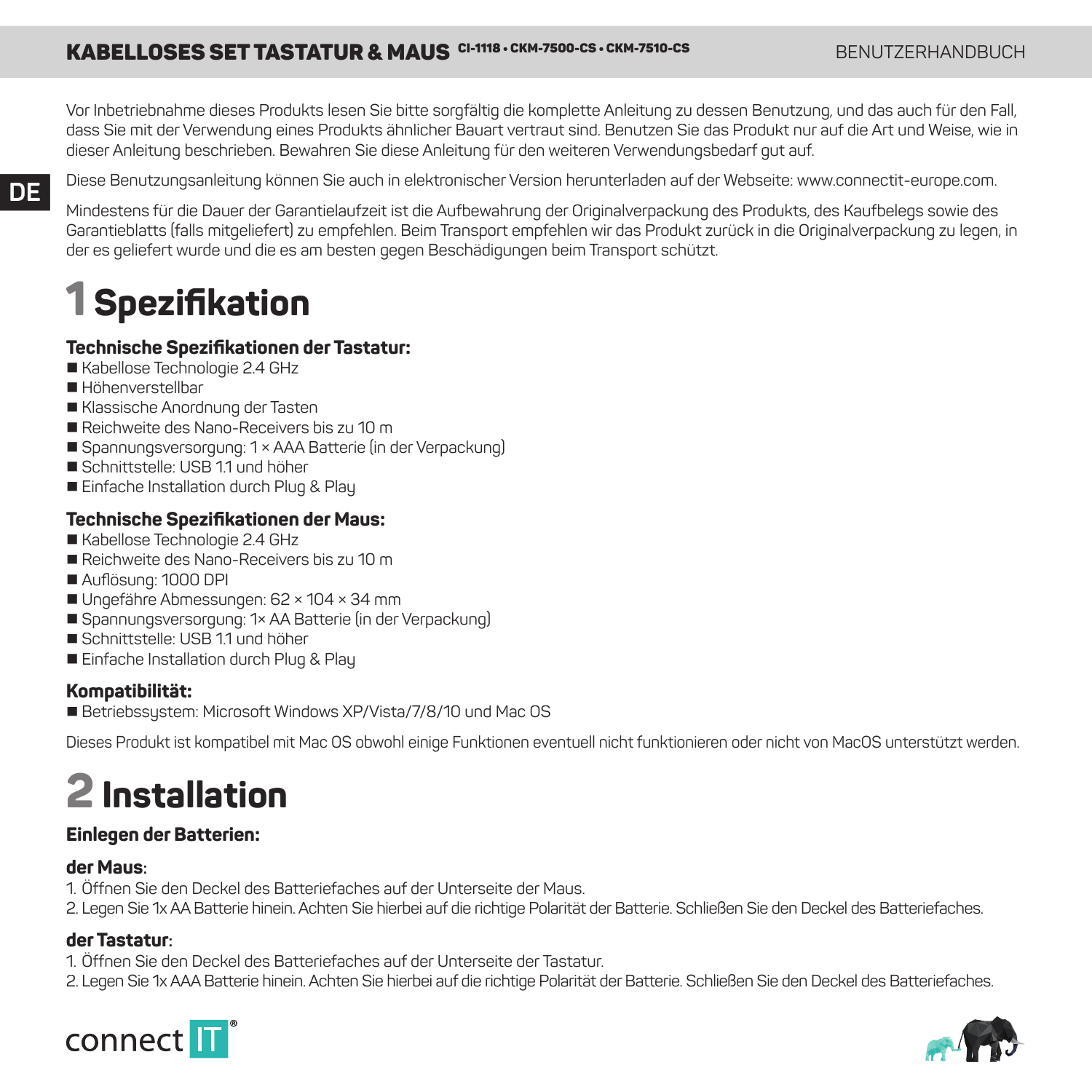Vor Inbetriebnahme dieses Produkts lesen Sie bitte sorgfältig die komplette Anleitung zu dessen Benutzung, und das auch für den Fall, dass Sie mit der Verwendung eines Produkts ähnlicher Bauart vertraut sind. Benutzen Sie das Produkt nur auf die Art und Weise, wie in dieser Anleitung beschrieben. Bewahren Sie diese Anleitung für den weiteren Verwendungsbedarf gut auf.

Diese Benutzungsanleitung können Sie auch in elektronischer Version herunterladen auf der Webseite: www.connectit-europe.com.

Mindestens für die Dauer der Garantielaufzeit ist die Aufbewahrung der Originalverpackung des Produkts, des Kaufbelegs sowie des Garantieblatts (falls mitgeliefert) zu empfehlen. Beim Transport empfehlen wir das Produkt zurück in die Originalverpackung zu legen, in der es geliefert wurde und die es am besten gegen Beschädigungen beim Transport schützt.

# 1 Spezifikation

### Technische Spezifikationen der Tastatur:

- Kabellose Technologie 2.4 GHz
- Höhenverstellbar
- Klassische Anordnung der Tasten
- Reichweite des Nano-Receivers bis zu 10 m
- Spannungsversorgung: 1 × AAA Batterie (in der Verpackung)
- Schnittstelle: USB 1.1 und höher
- Einfache Installation durch Plug & Play

### Technische Spezifikationen der Maus:

- Kabellose Technologie 2.4 GHz
- Reichweite des Nano-Receivers bis zu 10 m
- Auflösung: 1000 DPI
- Ungefähre Abmessungen: 62 × 104 × 34 mm
- Spannungsversorgung: 1× AA Batterie (in der Verpackung)
- Schnittstelle: USB 1.1 und höher
- Einfache Installation durch Plug & Play

### Kompatibilität:

- Betriebssystem: Microsoft Windows XP/Vista/7/8/10 und Mac OS

Dieses Produkt ist kompatibel mit Mac OS obwohl einige Funktionen eventuell nicht funktionieren oder nicht von MacOS unterstützt werden.

# 2 Installation

### Einlegen der Batterien:

#### der Maus:

1. Öffnen Sie den Deckel des Batteriefaches auf der Unterseite der Maus.
2. Legen Sie 1x AA Batterie hinein. Achten Sie hierbei auf die richtige Polarität der Batterie. Schließen Sie den Deckel des Batteriefaches.

#### der Tastatur:

1. Öffnen Sie den Deckel des Batteriefaches auf der Unterseite der Tastatur.
2. Legen Sie 1x AAA Batterie hinein. Achten Sie hierbei auf die richtige Polarität der Batterie. Schließen Sie den Deckel des Batteriefaches.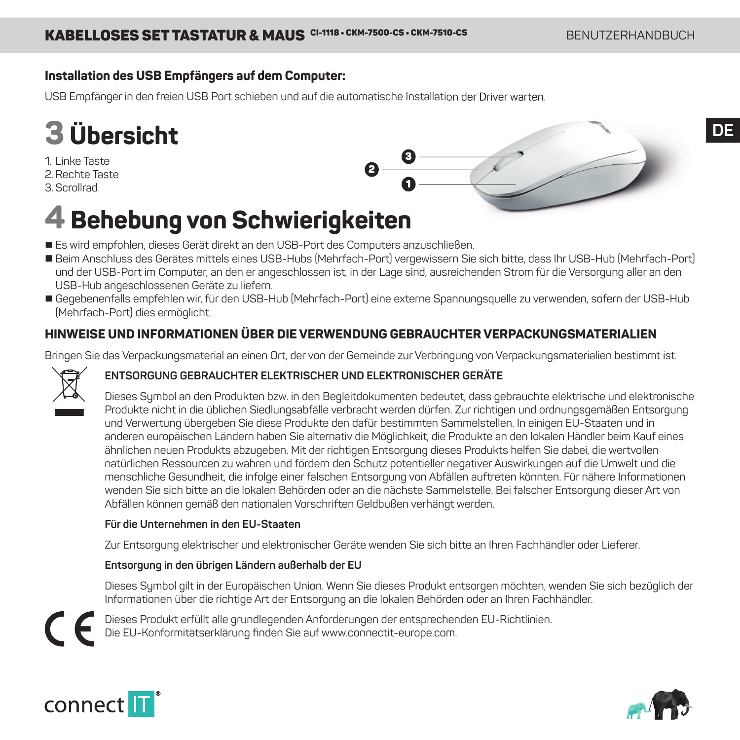### Installation des USB Empfängers auf dem Computer:

USB Empfänger in den freien USB Port schieben und auf die automatische Installation der Driver warten.

# 3 Übersicht

1. Linke Taste
2. Rechte Taste
3. Scrollrad

# 4 Behebung von Schwierigkeiten

- Es wird empfohlen, dieses Gerät direkt an den USB-Port des Computers anzuschließen.
- Beim Anschluss des Gerätes mittels eines USB-Hubs (Mehrfach-Port) vergewissern Sie sich bitte, dass Ihr USB-Hub (Mehrfach-Port) und der USB-Port im Computer, an den er angeschlossen ist, in der Lage sind, ausreichenden Strom für die Versorgung aller an den USB-Hub angeschlossenen Geräte zu liefern.
- Gegebenenfalls empfehlen wir, für den USB-Hub (Mehrfach-Port) eine externe Spannungsquelle zu verwenden, sofern der USB-Hub (Mehrfach-Port) dies ermöglicht.

## HINWEISE UND INFORMATIONEN ÜBER DIE VERWENDUNG GEBRAUCHTER VERPACKUNGSMATERIALIEN

Bringen Sie das Verpackungsmaterial an einen Ort, der von der Gemeinde zur Verbringung von Verpackungsmaterialien bestimmt ist.

### ENTSORGUNG GEBRAUCHTER ELEKTRISCHER UND ELEKTRONISCHER GERÄTE

Dieses Symbol an den Produkten bzw. in den Begleitdokumenten bedeutet, dass gebrauchte elektrische und elektronische Produkte nicht in die üblichen Siedlungsabfälle verbracht werden dürfen. Zur richtigen und ordnungsgemäßen Entsorgung und Verwertung übergeben Sie diese Produkte den dafür bestimmten Sammelstellen. In einigen EU-Staaten und in anderen europäischen Ländern haben Sie alternativ die Möglichkeit, die Produkte an den lokalen Händler beim Kauf eines ähnlichen neuen Produkts abzugeben. Mit der richtigen Entsorgung dieses Produkts helfen Sie dabei, die wertvollen natürlichen Ressourcen zu wahren und fördern den Schutz potentieller negativer Auswirkungen auf die Umwelt und die menschliche Gesundheit, die infolge einer falschen Entsorgung von Abfällen auftreten könnten. Für nähere Informationen wenden Sie sich bitte an die lokalen Behörden oder an die nächste Sammelstelle. Bei falscher Entsorgung dieser Art von Abfällen können gemäß den nationalen Vorschriften Geldbußen verhängt werden.

**Für die Unternehmen in den EU-Staaten**

Zur Entsorgung elektrischer und elektronischer Geräte wenden Sie sich bitte an Ihren Fachhändler oder Lieferer.

**Entsorgung in den übrigen Ländern außerhalb der EU**

Dieses Symbol gilt in der Europäischen Union. Wenn Sie dieses Produkt entsorgen möchten, wenden Sie sich bezüglich der Informationen über die richtige Art der Entsorgung an die lokalen Behörden oder an Ihren Fachhändler.

Dieses Produkt erfüllt alle grundlegenden Anforderungen der entsprechenden EU-Richtlinien.
Die EU-Konformitätserklärung finden Sie auf www.connectit-europe.com.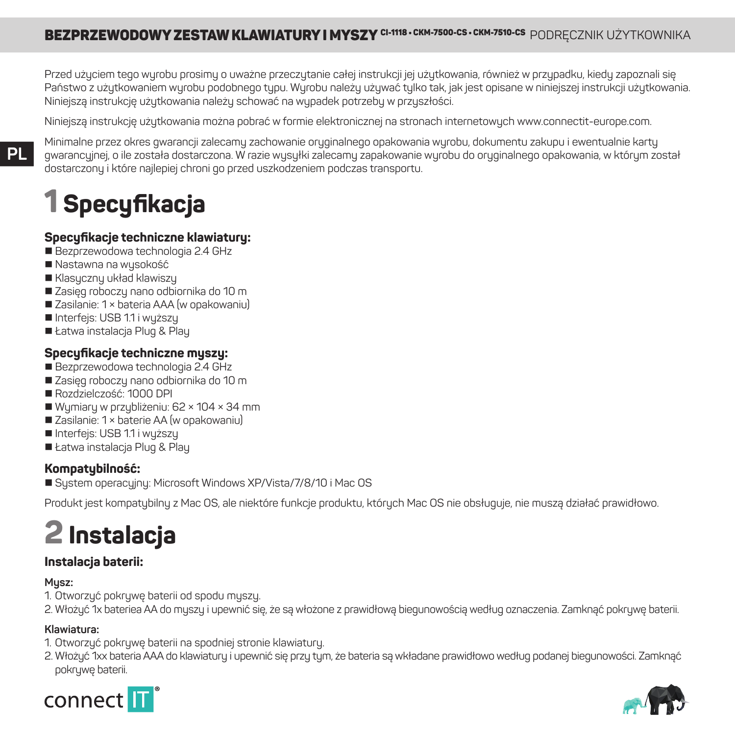Przed użyciem tego wyrobu prosimy o uważne przeczytanie całej instrukcji jej użytkowania, również w przypadku, kiedy zapoznali się Państwo z użytkowaniem wyrobu podobnego typu. Wyrobu należy używać tylko tak, jak jest opisane w niniejszej instrukcji użytkowania. Niniejszą instrukcję użytkowania należy schować na wypadek potrzeby w przyszłości.

Niniejszą instrukcję użytkowania można pobrać w formie elektronicznej na stronach internetowych www.connectit-europe.com.

Minimalne przez okres gwarancji zalecamy zachowanie oryginalnego opakowania wyrobu, dokumentu zakupu i ewentualnie karty gwarancyjnej, o ile została dostarczona. W razie wysyłki zalecamy zapakowanie wyrobu do oryginalnego opakowania, w którym został dostarczony i które najlepiej chroni go przed uszkodzeniem podczas transportu.

# 1 Specyfikacja

### Specyfikacje techniczne klawiatury:

- Bezprzewodowa technologia 2.4 GHz
- Nastawna na wysokość
- Klasyczny układ klawiszy
- Zasięg roboczy nano odbiornika do 10 m
- Zasilanie: 1 × bateria AAA (w opakowaniu)
- Interfejs: USB 1.1 i wyższy
- Łatwa instalacja Plug & Play

### Specyfikacje techniczne myszy:

- Bezprzewodowa technologia 2.4 GHz
- Zasięg roboczy nano odbiornika do 10 m
- Rozdzielczość: 1000 DPI
- Wymiary w przybliżeniu: 62 × 104 × 34 mm
- Zasilanie: 1 × baterie AA (w opakowaniu)
- Interfejs: USB 1.1 i wyższy
- Łatwa instalacja Plug & Play

### Kompatybilność:

- System operacyjny: Microsoft Windows XP/Vista/7/8/10 i Mac OS

Produkt jest kompatybilny z Mac OS, ale niektóre funkcje produktu, których Mac OS nie obsługuje, nie muszą działać prawidłowo.

# 2 Instalacja

### Instalacja baterii:

**Mysz:**

1. Otworzyć pokrywę baterii od spodu myszy.
2. Włożyć 1x bateriea AA do myszy i upewnić się, że są włożone z prawidłową biegunowością według oznaczenia. Zamknąć pokrywę baterii.

**Klawiatura:**

1. Otworzyć pokrywę baterii na spodniej stronie klawiatury.
2. Włożyć 1xx bateria AAA do klawiatury i upewnić się przy tym, że bateria są wkładane prawidłowo według podanej biegunowości. Zamknąć pokrywę baterii.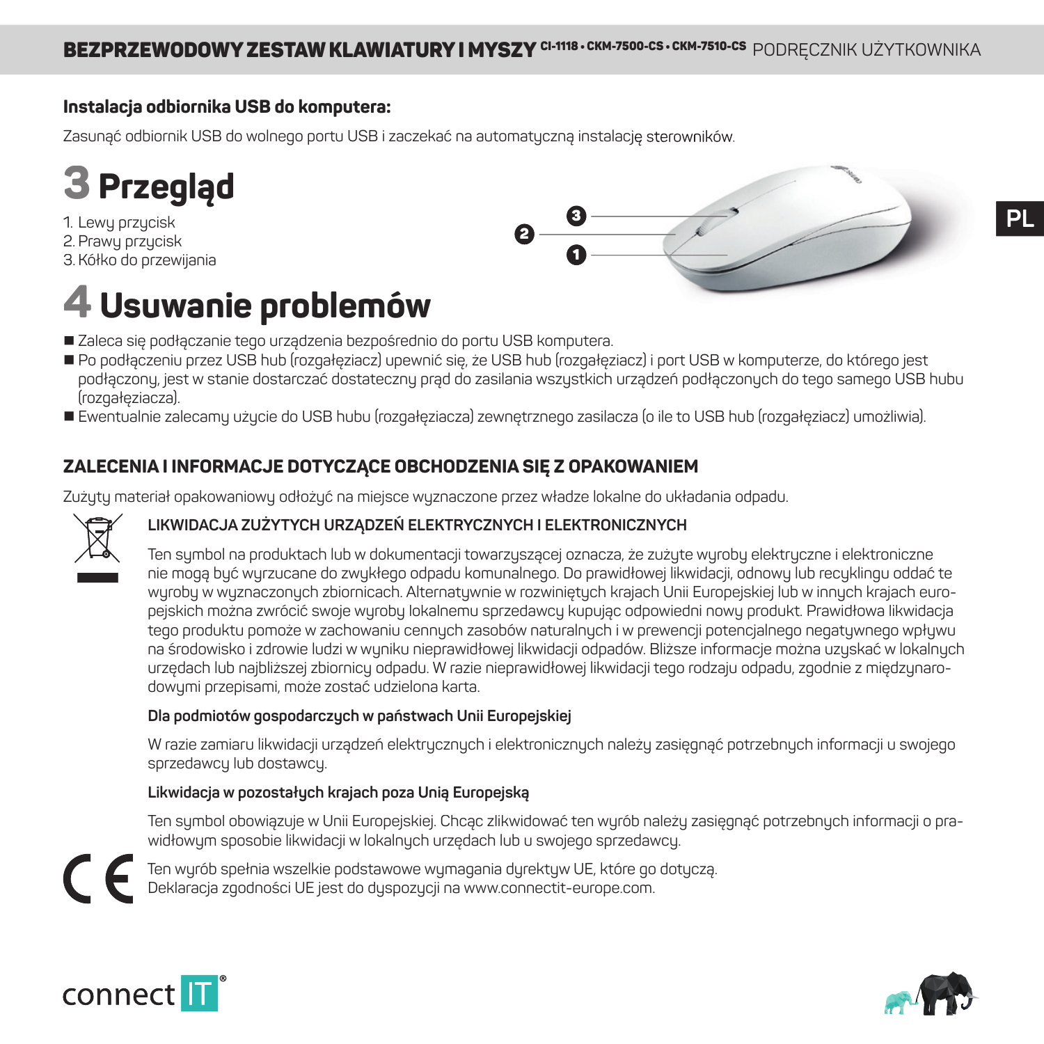### Instalacja odbiornika USB do komputera:

Zasunąć odbiornik USB do wolnego portu USB i zaczekać na automatyczną instalację sterowników.

# 3 Przegląd

1. Lewy przycisk
2. Prawy przycisk
3. Kółko do przewijania

# 4 Usuwanie problemów

- Zaleca się podłączanie tego urządzenia bezpośrednio do portu USB komputera.
- Po podłączeniu przez USB hub (rozgałęziacz) upewnić się, że USB hub (rozgałęziacz) i port USB w komputerze, do którego jest podłączony, jest w stanie dostarczać dostateczny prąd do zasilania wszystkich urządzeń podłączonych do tego samego USB hubu (rozgałęziacza).
- Ewentualnie zalecamy użycie do USB hubu (rozgałęziacza) zewnętrznego zasilacza (o ile to USB hub (rozgałęziacz) umożliwia).

## ZALECENIA I INFORMACJE DOTYCZĄCE OBCHODZENIA SIĘ Z OPAKOWANIEM

Zużyty materiał opakowaniowy odłożyć na miejsce wyznaczone przez władze lokalne do układania odpadu.

### LIKWIDACJA ZUŻYTYCH URZĄDZEŃ ELEKTRYCZNYCH I ELEKTRONICZNYCH

Ten symbol na produktach lub w dokumentacji towarzyszącej oznacza, że zużyte wyroby elektryczne i elektroniczne nie mogą być wyrzucane do zwykłego odpadu komunalnego. Do prawidłowej likwidacji, odnowy lub recyklingu oddać te wyroby w wyznaczonych zbiornicach. Alternatywnie w rozwiniętych krajach Unii Europejskiej lub w innych krajach europejskich można zwrócić swoje wyroby lokalnemu sprzedawcy kupując odpowiedni nowy produkt. Prawidłowa likwidacja tego produktu pomoże w zachowaniu cennych zasobów naturalnych i w prewencji potencjalnego negatywnego wpływu na środowisko i zdrowie ludzi w wyniku nieprawidłowej likwidacji odpadów. Bliższe informacje można uzyskać w lokalnych urzędach lub najbliższej zbiornicy odpadu. W razie nieprawidłowej likwidacji tego rodzaju odpadu, zgodnie z międzynarodowymi przepisami, może zostać udzielona karta.

**Dla podmiotów gospodarczych w państwach Unii Europejskiej**

W razie zamiaru likwidacji urządzeń elektrycznych i elektronicznych należy zasięgnąć potrzebnych informacji u swojego sprzedawcy lub dostawcy.

**Likwidacja w pozostałych krajach poza Unią Europejską**

Ten symbol obowiązuje w Unii Europejskiej. Chcąc zlikwidować ten wyrób należy zasięgnąć potrzebnych informacji o prawidłowym sposobie likwidacji w lokalnych urzędach lub u swojego sprzedawcy.

Ten wyrób spełnia wszelkie podstawowe wymagania dyrektyw UE, które go dotyczą.
Deklaracja zgodności UE jest do dyspozycji na www.connectit-europe.com.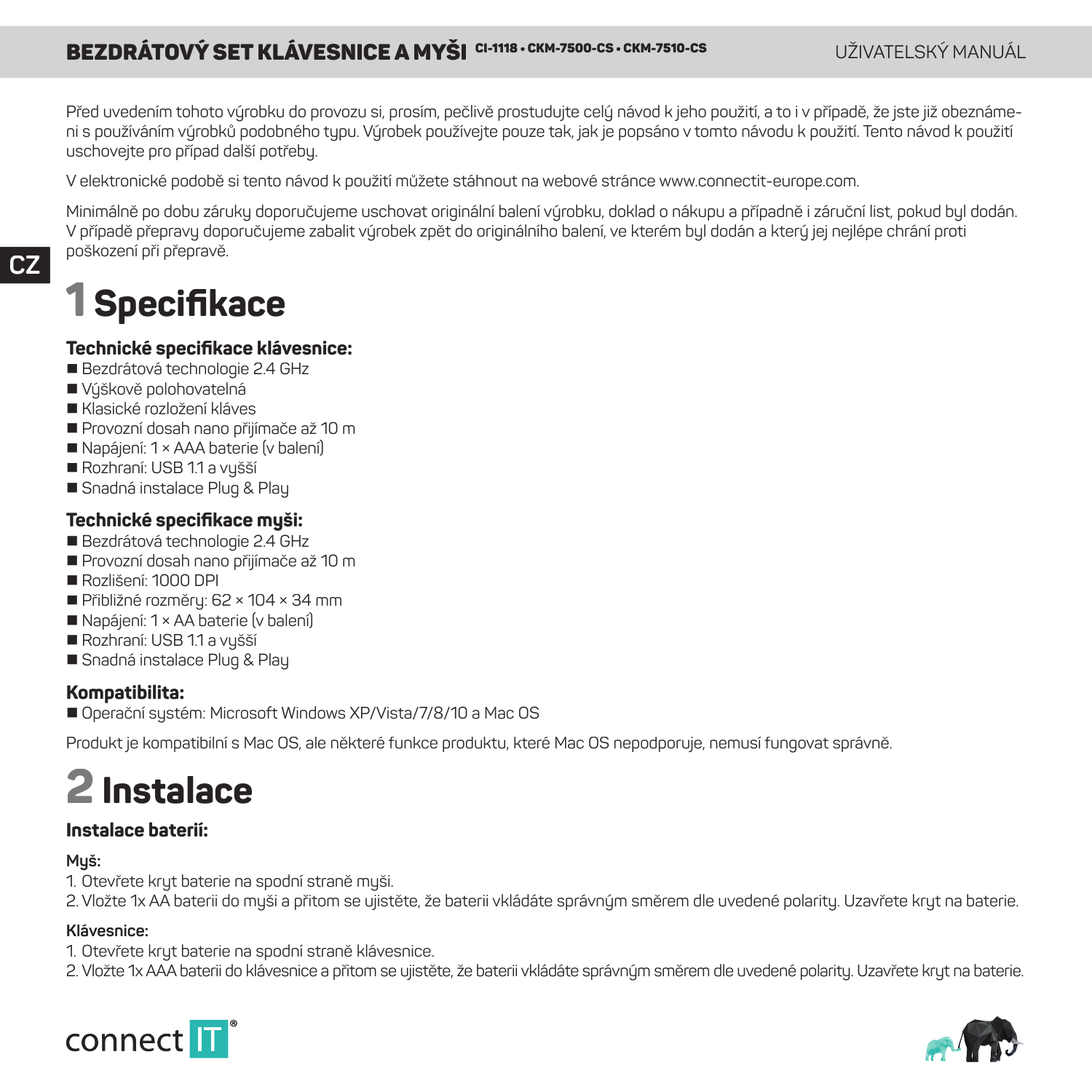Před uvedením tohoto výrobku do provozu si, prosím, pečlivě prostudujte celý návod k jeho použití, a to i v případě, že jste již obeznámeni s používáním výrobků podobného typu. Výrobek používejte pouze tak, jak je popsáno v tomto návodu k použití. Tento návod k použití uschovejte pro případ další potřeby.

V elektronické podobě si tento návod k použití můžete stáhnout na webové stránce www.connectit-europe.com.

Minimálně po dobu záruky doporučujeme uschovat originální balení výrobku, doklad o nákupu a případně i záruční list, pokud byl dodán. V případě přepravy doporučujeme zabalit výrobek zpět do originálního balení, ve kterém byl dodán a který jej nejlépe chrání proti poškození při přepravě.

# 1 Specifikace

### Technické specifikace klávesnice:

- Bezdrátová technologie 2.4 GHz
- Výškově polohovatelná
- Klasické rozložení kláves
- Provozní dosah nano přijímače až 10 m
- Napájení: 1 × AAA baterie (v balení)
- Rozhraní: USB 1.1 a vyšší
- Snadná instalace Plug & Play

### Technické specifikace myši:

- Bezdrátová technologie 2.4 GHz
- Provozní dosah nano přijímače až 10 m
- Rozlišení: 1000 DPI
- Přibližné rozměry: 62 × 104 × 34 mm
- Napájení: 1 × AA baterie (v balení)
- Rozhraní: USB 1.1 a vyšší
- Snadná instalace Plug & Play

### Kompatibilita:

- Operační systém: Microsoft Windows XP/Vista/7/8/10 a Mac OS

Produkt je kompatibilní s Mac OS, ale některé funkce produktu, které Mac OS nepodporuje, nemusí fungovat správně.

# 2 Instalace

### Instalace baterií:

**Myš:**

1. Otevřete kryt baterie na spodní straně myši.
2. Vložte 1x AA baterii do myši a přitom se ujistěte, že baterii vkládáte správným směrem dle uvedené polarity. Uzavřete kryt na baterie.

**Klávesnice:**

1. Otevřete kryt baterie na spodní straně klávesnice.
2. Vložte 1x AAA baterii do klávesnice a přitom se ujistěte, že baterii vkládáte správným směrem dle uvedené polarity. Uzavřete kryt na baterie.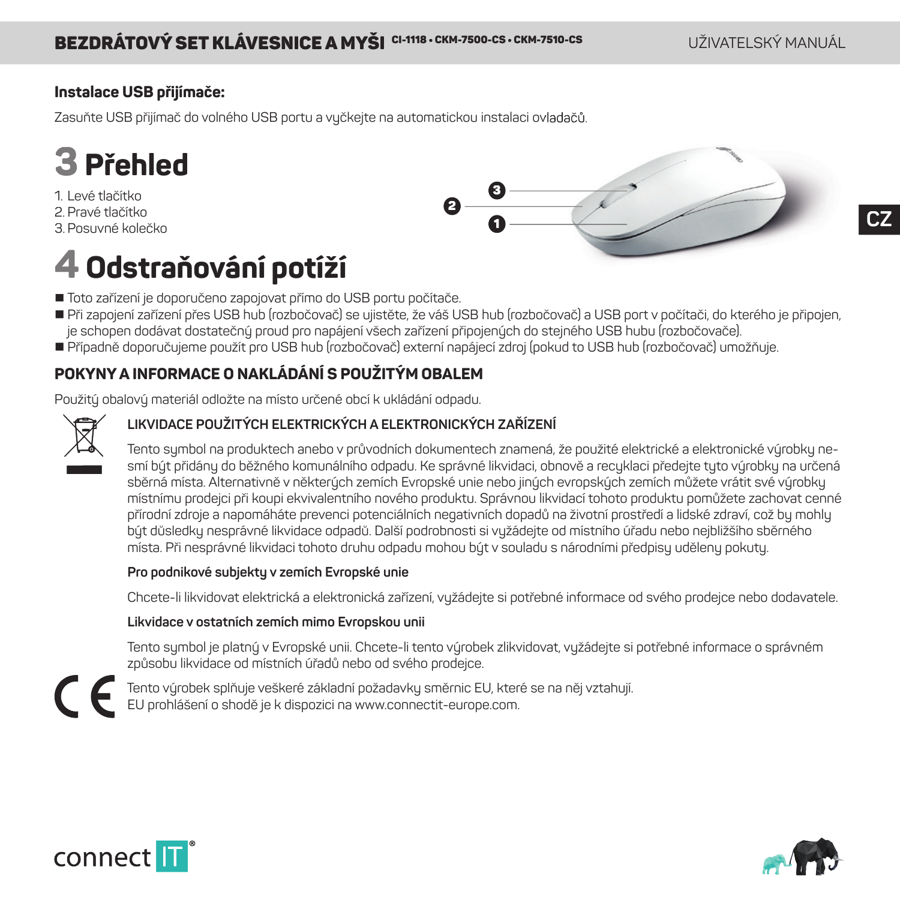### Instalace USB přijímače:

Zasuňte USB přijímač do volného USB portu a vyčkejte na automatickou instalaci ovladačů.

# 3 Přehled

1. Levé tlačítko
2. Pravé tlačítko
3. Posuvné kolečko

# 4 Odstraňování potíží

- Toto zařízení je doporučeno zapojovat přímo do USB portu počítače.
- Při zapojení zařízení přes USB hub (rozbočovač) se ujistěte, že váš USB hub (rozbočovač) a USB port v počítači, do kterého je připojen, je schopen dodávat dostatečný proud pro napájení všech zařízení připojených do stejného USB hubu (rozbočovače).
- Případně doporučujeme použít pro USB hub (rozbočovač) externí napájecí zdroj (pokud to USB hub (rozbočovač) umožňuje.

## POKYNY A INFORMACE O NAKLÁDÁNÍ S POUŽITÝM OBALEM

Použitý obalový materiál odložte na místo určené obcí k ukládání odpadu.

### LIKVIDACE POUŽITÝCH ELEKTRICKÝCH A ELEKTRONICKÝCH ZAŘÍZENÍ

Tento symbol na produktech anebo v průvodních dokumentech znamená, že použité elektrické a elektronické výrobky nesmí být přidány do běžného komunálního odpadu. Ke správné likvidaci, obnově a recyklaci předejte tyto výrobky na určená sběrná místa. Alternativně v některých zemích Evropské unie nebo jiných evropských zemích můžete vrátit své výrobky místnímu prodejci při koupi ekvivalentního nového produktu. Správnou likvidací tohoto produktu pomůžete zachovat cenné přírodní zdroje a napomáháte prevenci potenciálních negativních dopadů na životní prostředí a lidské zdraví, což by mohly být důsledky nesprávné likvidace odpadů. Další podrobnosti si vyžádejte od místního úřadu nebo nejbližšího sběrného místa. Při nesprávné likvidaci tohoto druhu odpadu mohou být v souladu s národními předpisy uděleny pokuty.

**Pro podnikové subjekty v zemích Evropské unie**

Chcete-li likvidovat elektrická a elektronická zařízení, vyžádejte si potřebné informace od svého prodejce nebo dodavatele.

**Likvidace v ostatních zemích mimo Evropskou unii**

Tento symbol je platný v Evropské unii. Chcete-li tento výrobek zlikvidovat, vyžádejte si potřebné informace o správném způsobu likvidace od místních úřadů nebo od svého prodejce.

Tento výrobek splňuje veškeré základní požadavky směrnic EU, které se na něj vztahují.
EU prohlášení o shodě je k dispozici na www.connectit-europe.com.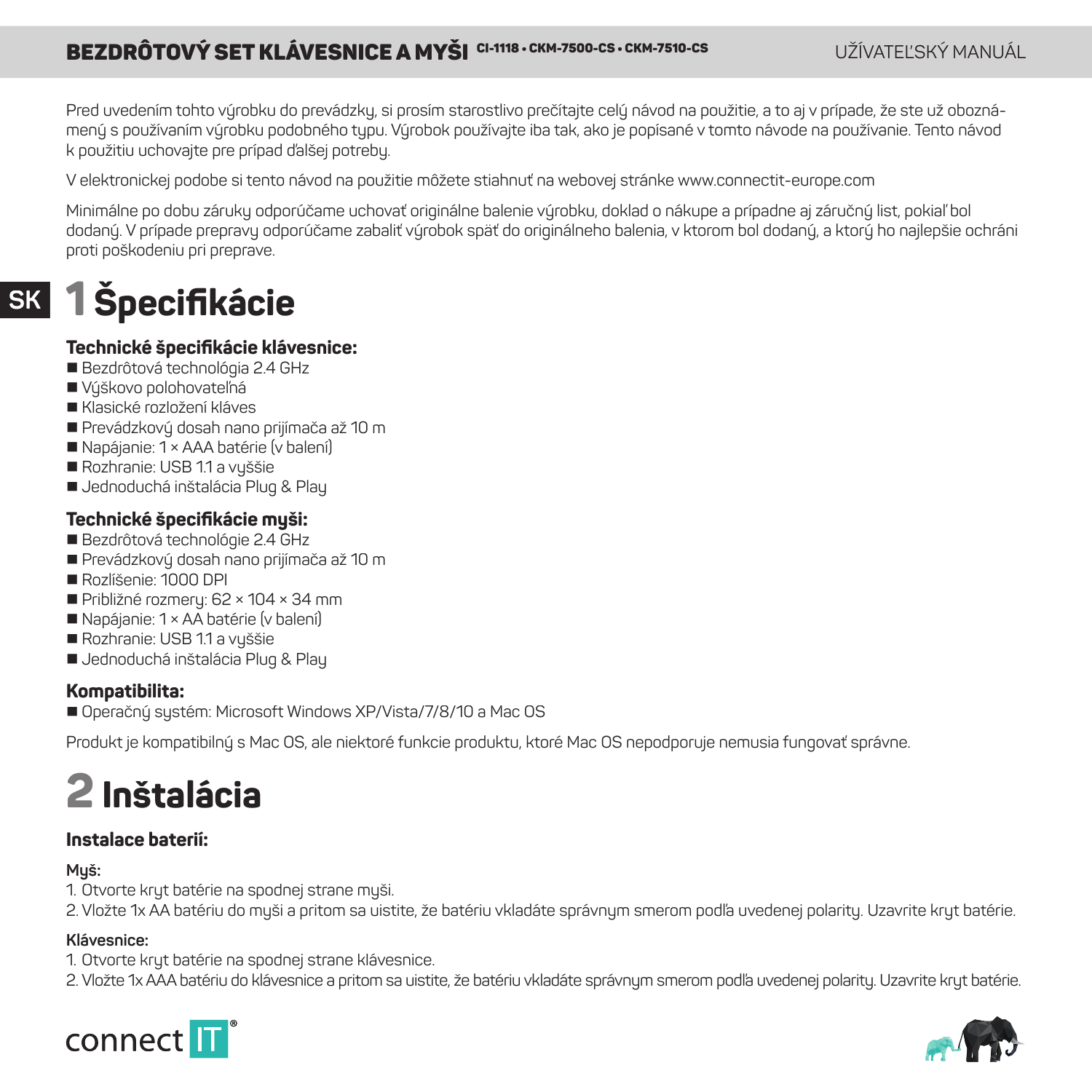Pred uvedením tohto výrobku do prevádzky, si prosím starostlivo prečítajte celý návod na použitie, a to aj v prípade, že ste už oboznámený s používaním výrobku podobného typu. Výrobok používajte iba tak, ako je popísané v tomto návode na používanie. Tento návod k použitiu uchovajte pre prípad ďalšej potreby.

V elektronickej podobe si tento návod na použitie môžete stiahnuť na webovej stránke www.connectit-europe.com

Minimálne po dobu záruky odporúčame uchovať originálne balenie výrobku, doklad o nákupe a prípadne aj záručný list, pokiaľ bol dodaný. V prípade prepravy odporúčame zabaliť výrobok späť do originálneho balenia, v ktorom bol dodaný, a ktorý ho najlepšie ochráni proti poškodeniu pri preprave.

# 1 Špecifikácie

### Technické špecifikácie klávesnice:

- Bezdrôtová technológia 2.4 GHz
- Výškovo polohovateľná
- Klasické rozložení kláves
- Prevádzkový dosah nano prijímača až 10 m
- Napájanie: 1 × AAA batérie (v balení)
- Rozhranie: USB 1.1 a vyššie
- Jednoduchá inštalácia Plug & Play

### Technické špecifikácie myši:

- Bezdrôtová technológie 2.4 GHz
- Prevádzkový dosah nano prijímača až 10 m
- Rozlíšenie: 1000 DPI
- Približné rozmery: 62 × 104 × 34 mm
- Napájanie: 1 × AA batérie (v balení)
- Rozhranie: USB 1.1 a vyššie
- Jednoduchá inštalácia Plug & Play

### Kompatibilita:

- Operačný systém: Microsoft Windows XP/Vista/7/8/10 a Mac OS

Produkt je kompatibilný s Mac OS, ale niektoré funkcie produktu, ktoré Mac OS nepodporuje nemusia fungovať správne.

# 2 Inštalácia

### Instalace baterií:

**Myš:**

1. Otvorte kryt batérie na spodnej strane myši.
2. Vložte 1x AA batériu do myši a pritom sa uistite, že batériu vkladáte správnym smerom podľa uvedenej polarity. Uzavrite kryt batérie.

**Klávesnice:**

1. Otvorte kryt batérie na spodnej strane klávesnice.
2. Vložte 1x AAA batériu do klávesnice a pritom sa uistite, že batériu vkladáte správnym smerom podľa uvedenej polarity. Uzavrite kryt batérie.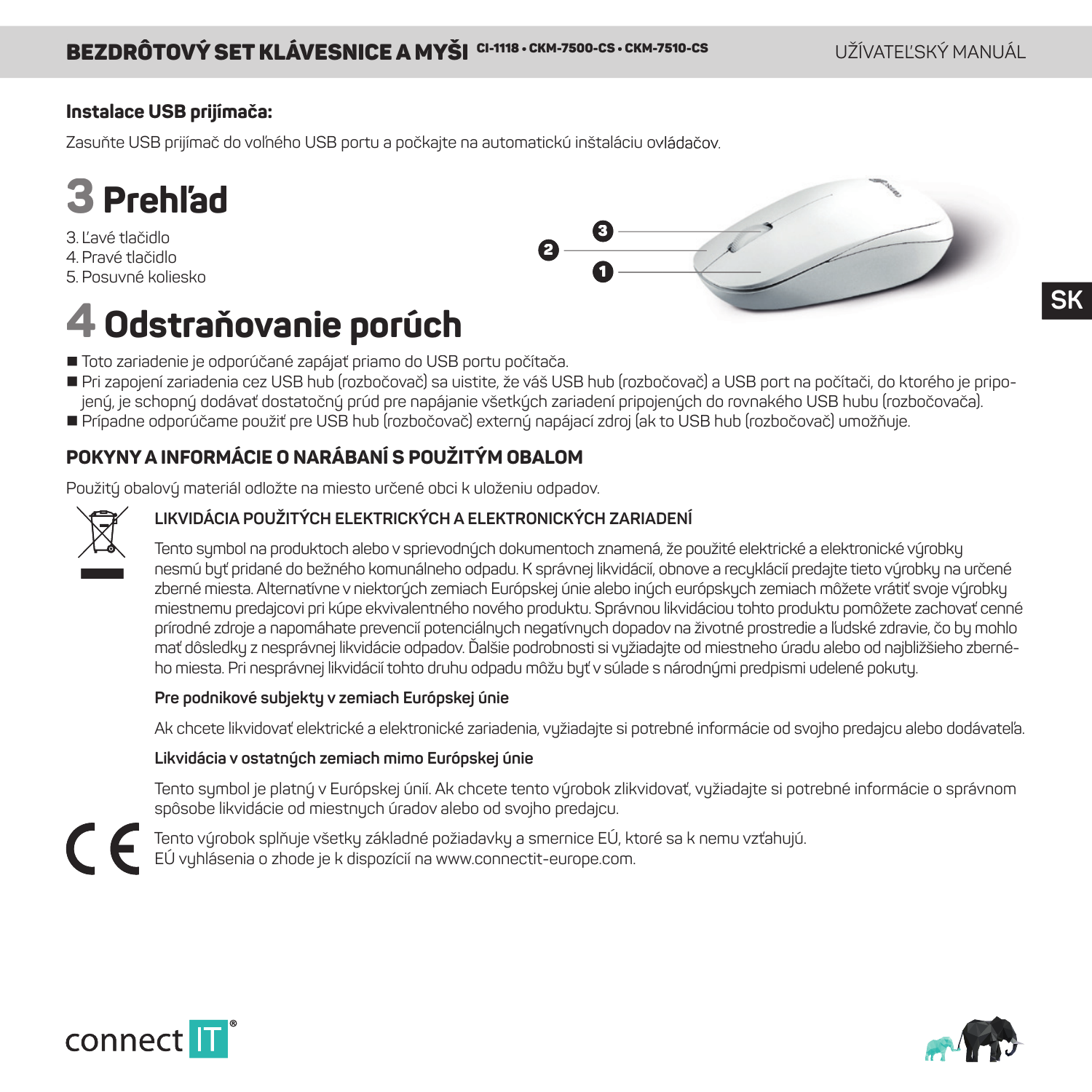### Instalace USB prijímača:

Zasuňte USB prijímač do voľného USB portu a počkajte na automatickú inštaláciu ovládačov.

# 3 Prehľad

3. Ľavé tlačidlo
4. Pravé tlačidlo
5. Posuvné koliesko

# 4 Odstraňovanie porúch

- Toto zariadenie je odporúčané zapájať priamo do USB portu počítača.
- Pri zapojení zariadenia cez USB hub (rozbočovač) sa uistite, že váš USB hub (rozbočovač) a USB port na počítači, do ktorého je pripojený, je schopný dodávať dostatočný prúd pre napájanie všetkých zariadení pripojených do rovnakého USB hubu (rozbočovača).
- Prípadne odporúčame použiť pre USB hub (rozbočovač) externý napájací zdroj (ak to USB hub (rozbočovač) umožňuje.

## POKYNY A INFORMÁCIE O NARÁBANÍ S POUŽITÝM OBALOM

Použitý obalový materiál odložte na miesto určené obci k uloženiu odpadov.

### LIKVIDÁCIA POUŽITÝCH ELEKTRICKÝCH A ELEKTRONICKÝCH ZARIADENÍ

Tento symbol na produktoch alebo v sprievodných dokumentoch znamená, že použité elektrické a elektronické výrobky nesmú byť pridané do bežného komunálneho odpadu. K správnej likvidácií, obnove a recyklácií predajte tieto výrobky na určené zberné miesta. Alternatívne v niektorých zemiach Európskej únie alebo iných európskych zemiach môžete vrátiť svoje výrobky miestnemu predajcovi pri kúpe ekvivalentného nového produktu. Správnou likvidáciou tohto produktu pomôžete zachovať cenné prírodné zdroje a napomáhate prevencií potenciálnych negatívnych dopadov na životné prostredie a ľudské zdravie, čo by mohlo mať dôsledky z nesprávnej likvidácie odpadov. Ďalšie podrobnosti si vyžiadajte od miestneho úradu alebo od najbližšieho zberného miesta. Pri nesprávnej likvidácií tohto druhu odpadu môžu byť v súlade s národnými predpismi udelené pokuty.

**Pre podnikové subjekty v zemiach Európskej únie**

Ak chcete likvidovať elektrické a elektronické zariadenia, vyžiadajte si potrebné informácie od svojho predajcu alebo dodávateľa.

**Likvidácia v ostatných zemiach mimo Európskej únie**

Tento symbol je platný v Európskej únií. Ak chcete tento výrobok zlikvidovať, vyžiadajte si potrebné informácie o správnom spôsobe likvidácie od miestnych úradov alebo od svojho predajcu.

Tento výrobok splňuje všetky základné požiadavky a smernice EÚ, ktoré sa k nemu vzťahujú.
EÚ vyhlásenia o zhode je k dispozícií na www.connectit-europe.com.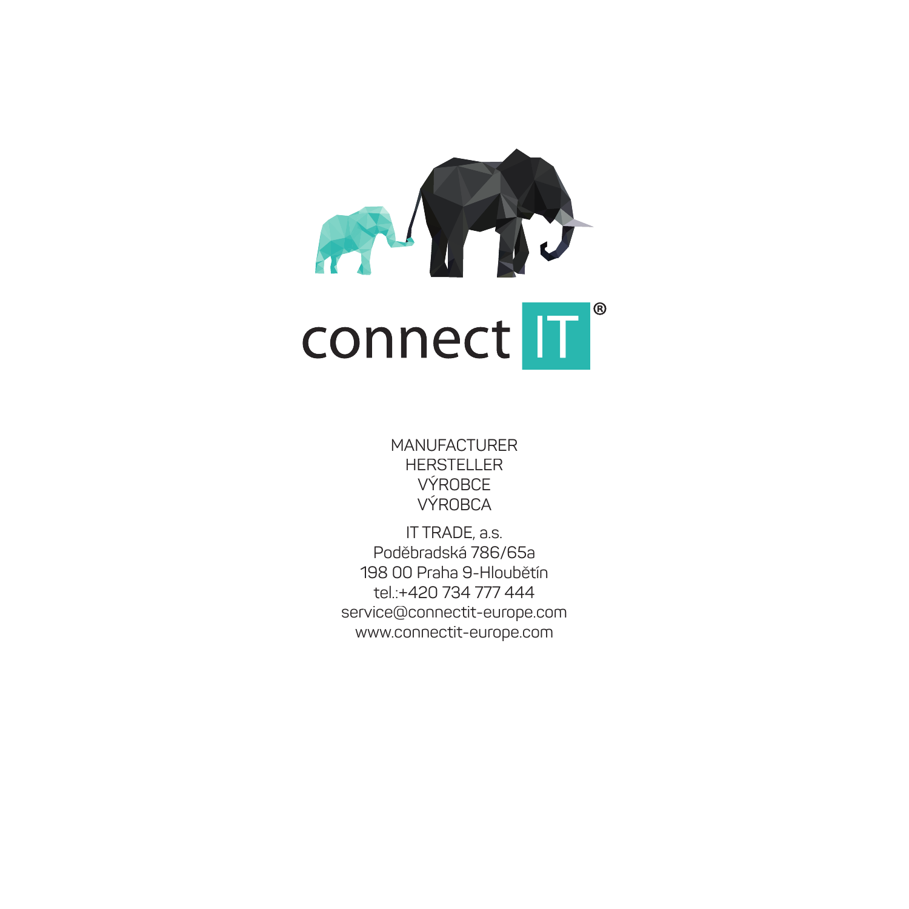connect IT®

MANUFACTURER
HERSTELLER
VÝROBCE
VÝROBCA

IT TRADE, a.s.
Poděbradská 786/65a
198 00 Praha 9-Hloubětín
tel.:+420 734 777 444
service@connectit-europe.com
www.connectit-europe.com